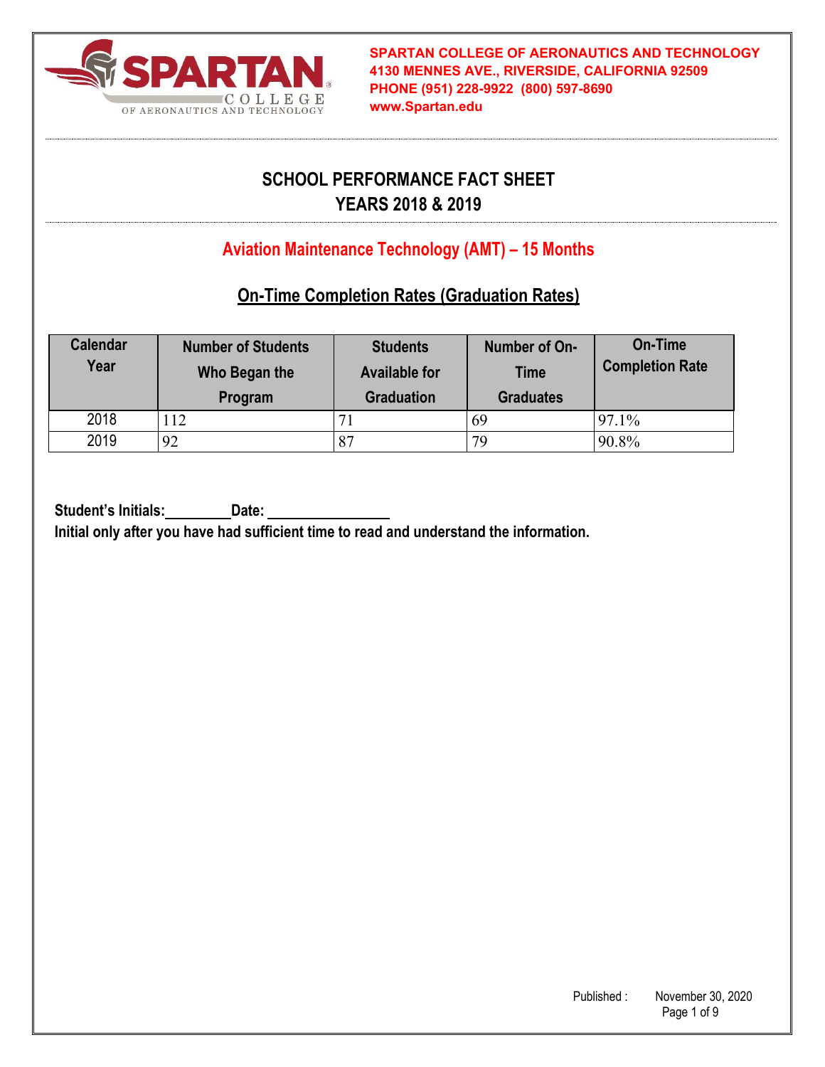**SPARTAN COLLEGE OF AERONAUTICS AND TECHNOLOGY**
**4130 MENNES AVE., RIVERSIDE, CALIFORNIA 92509**
**PHONE (951) 228-9922 (800) 597-8690**
**www.Spartan.edu**

# SCHOOL PERFORMANCE FACT SHEET
# YEARS 2018 & 2019

## Aviation Maintenance Technology (AMT) – 15 Months

### On-Time Completion Rates (Graduation Rates)

| Calendar Year | Number of Students Who Began the Program | Students Available for Graduation | Number of On-Time Graduates | On-Time Completion Rate |
|---|---|---|---|---|
| 2018 | 112 | 71 | 69 | 97.1% |
| 2019 | 92 | 87 | 79 | 90.8% |

**Student's Initials:\_\_\_\_\_\_\_\_\_ Date: \_\_\_\_\_\_\_\_\_\_\_\_\_\_\_\_**
**Initial only after you have had sufficient time to read and understand the information.**

Published : November 30, 2020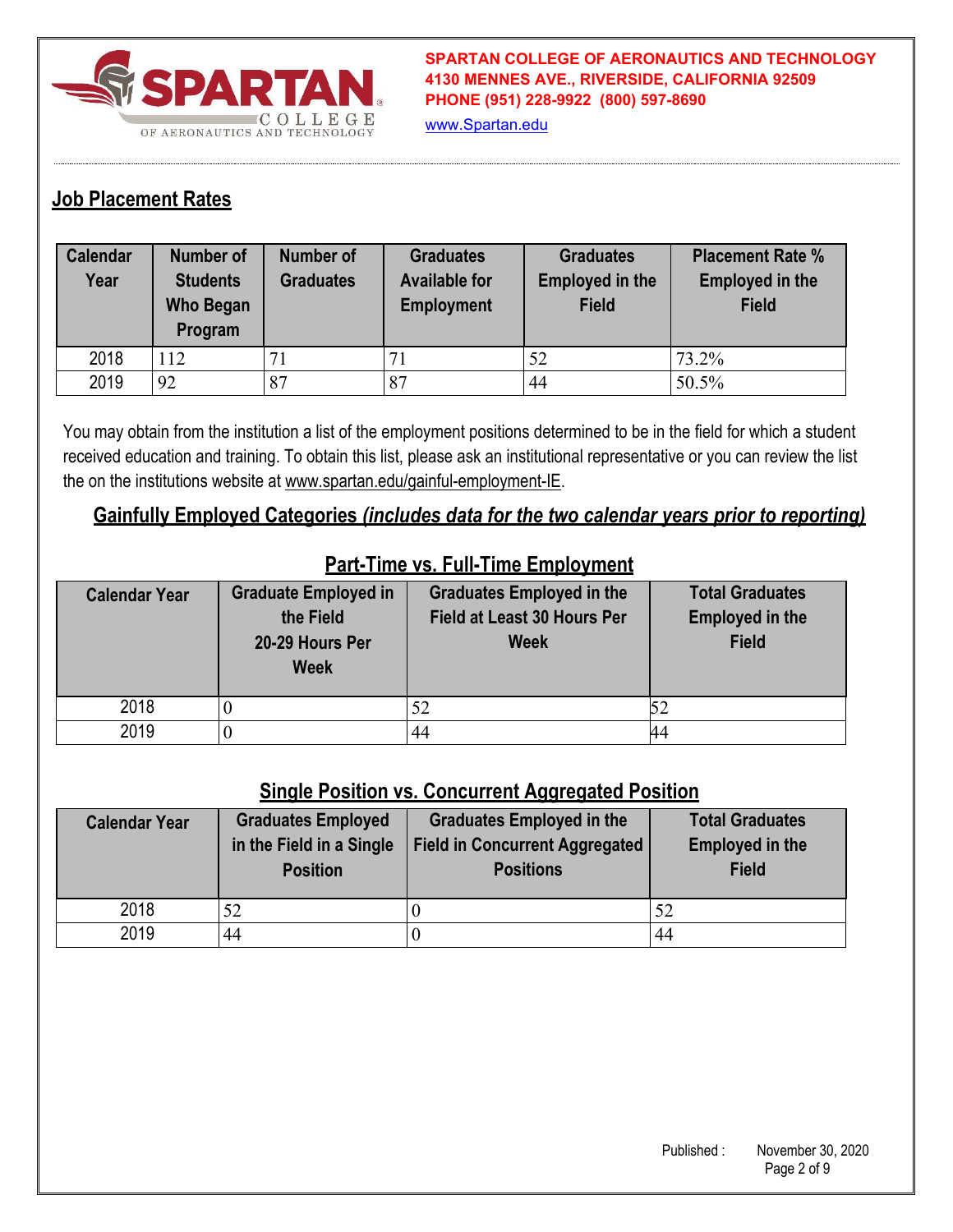**SPARTAN COLLEGE OF AERONAUTICS AND TECHNOLOGY**
**4130 MENNES AVE., RIVERSIDE, CALIFORNIA 92509**
**PHONE (951) 228-9922 (800) 597-8690**
www.Spartan.edu

## Job Placement Rates

| Calendar Year | Number of Students Who Began Program | Number of Graduates | Graduates Available for Employment | Graduates Employed in the Field | Placement Rate % Employed in the Field |
|---|---|---|---|---|---|
| 2018 | 112 | 71 | 71 | 52 | 73.2% |
| 2019 | 92 | 87 | 87 | 44 | 50.5% |

You may obtain from the institution a list of the employment positions determined to be in the field for which a student received education and training. To obtain this list, please ask an institutional representative or you can review the list the on the institutions website at www.spartan.edu/gainful-employment-IE.

## Gainfully Employed Categories *(includes data for the two calendar years prior to reporting)*

### Part-Time vs. Full-Time Employment

| Calendar Year | Graduate Employed in the Field 20-29 Hours Per Week | Graduates Employed in the Field at Least 30 Hours Per Week | Total Graduates Employed in the Field |
|---|---|---|---|
| 2018 | 0 | 52 | 52 |
| 2019 | 0 | 44 | 44 |

### Single Position vs. Concurrent Aggregated Position

| Calendar Year | Graduates Employed in the Field in a Single Position | Graduates Employed in the Field in Concurrent Aggregated Positions | Total Graduates Employed in the Field |
|---|---|---|---|
| 2018 | 52 | 0 | 52 |
| 2019 | 44 | 0 | 44 |

Published : November 30, 2020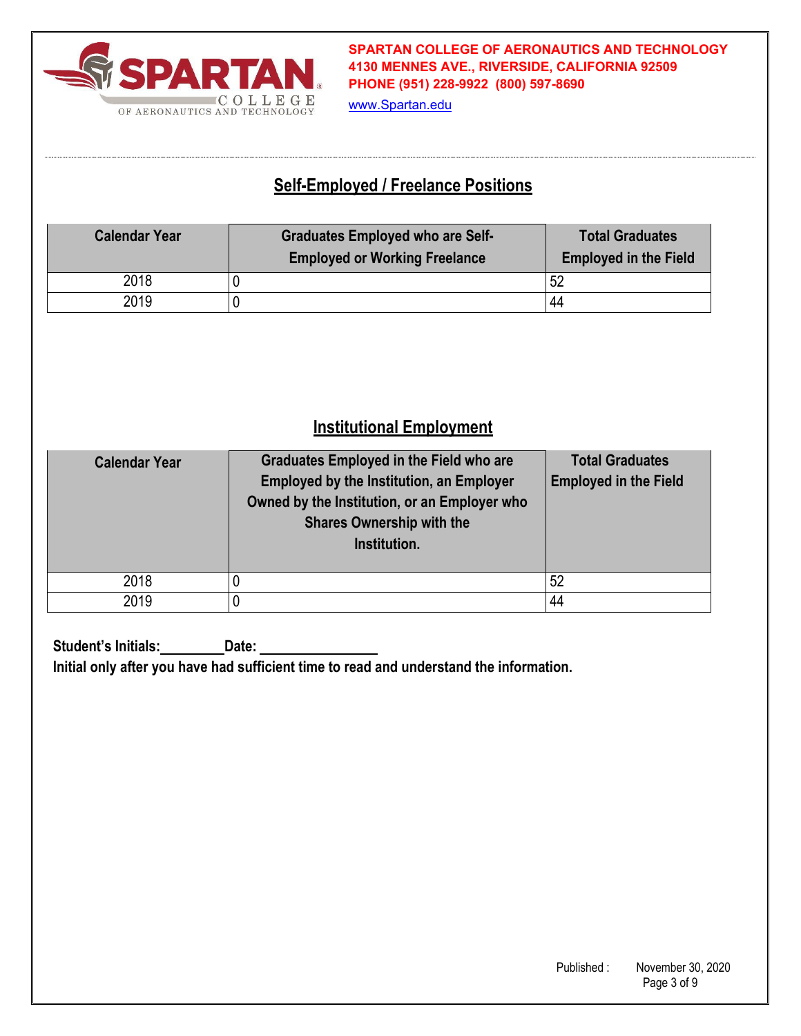## Self-Employed / Freelance Positions

| Calendar Year | Graduates Employed who are Self-Employed or Working Freelance | Total Graduates Employed in the Field |
|---|---|---|
| 2018 | 0 | 52 |
| 2019 | 0 | 44 |

## Institutional Employment

| Calendar Year | Graduates Employed in the Field who are Employed by the Institution, an Employer Owned by the Institution, or an Employer who Shares Ownership with the Institution. | Total Graduates Employed in the Field |
|---|---|---|
| 2018 | 0 | 52 |
| 2019 | 0 | 44 |

**Student's Initials:\_\_\_\_\_\_\_\_\_Date: \_\_\_\_\_\_\_\_\_\_\_\_\_\_\_\_**

**Initial only after you have had sufficient time to read and understand the information.**

Published : November 30, 2020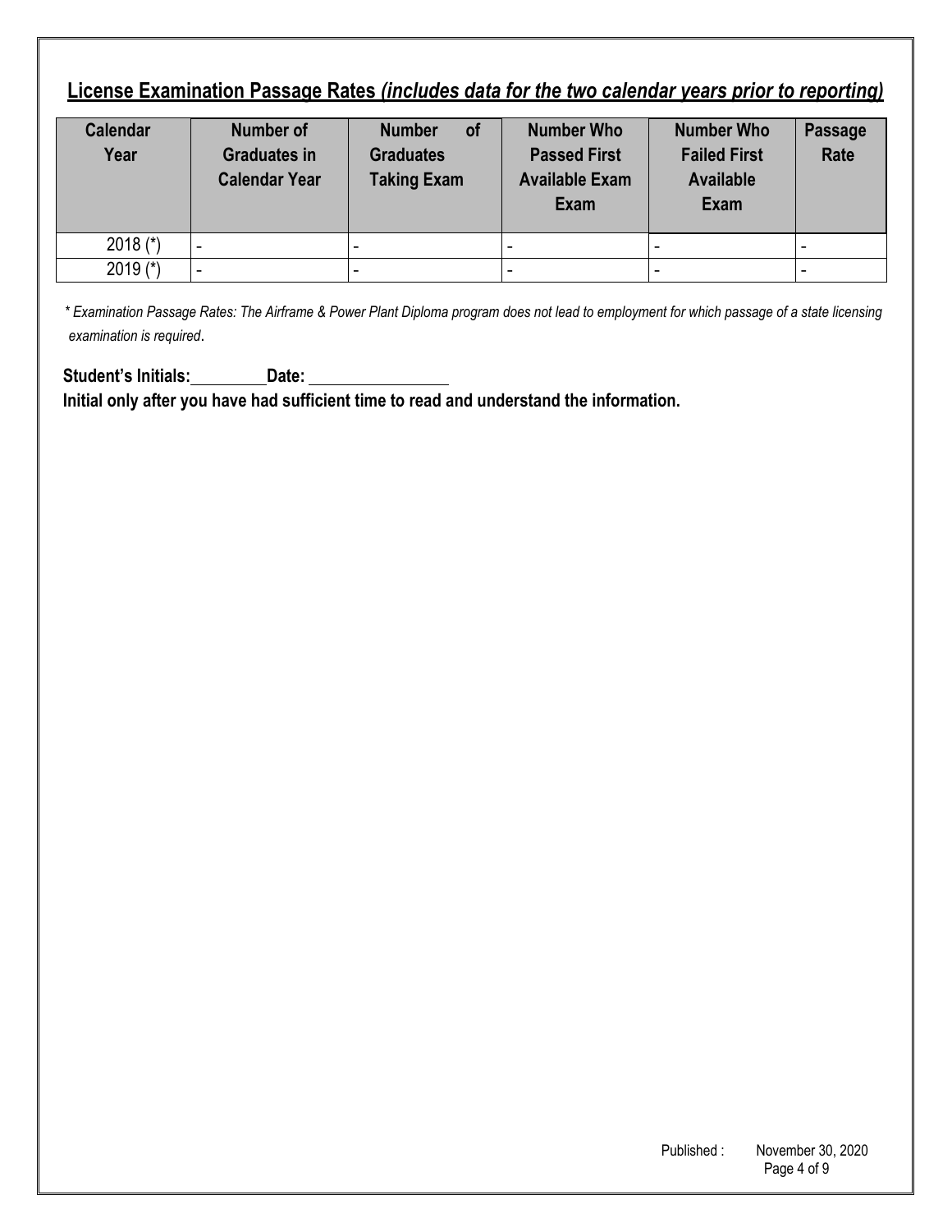## **License Examination Passage Rates** ***(includes data for the two calendar years prior to reporting)***

| Calendar Year | Number of Graduates in Calendar Year | Number of Graduates Taking Exam | Number Who Passed First Available Exam | Number Who Failed First Available Exam | Passage Rate |
|---|---|---|---|---|---|
| 2018 (*) | - | - | - | - | - |
| 2019 (*) | - | - | - | - | - |

*\* Examination Passage Rates: The Airframe & Power Plant Diploma program does not lead to employment for which passage of a state licensing examination is required*.

**Student's Initials:\_\_\_\_\_\_\_\_\_ Date: \_\_\_\_\_\_\_\_\_\_\_\_\_\_\_\_**

**Initial only after you have had sufficient time to read and understand the information.**

Published : November 30, 2020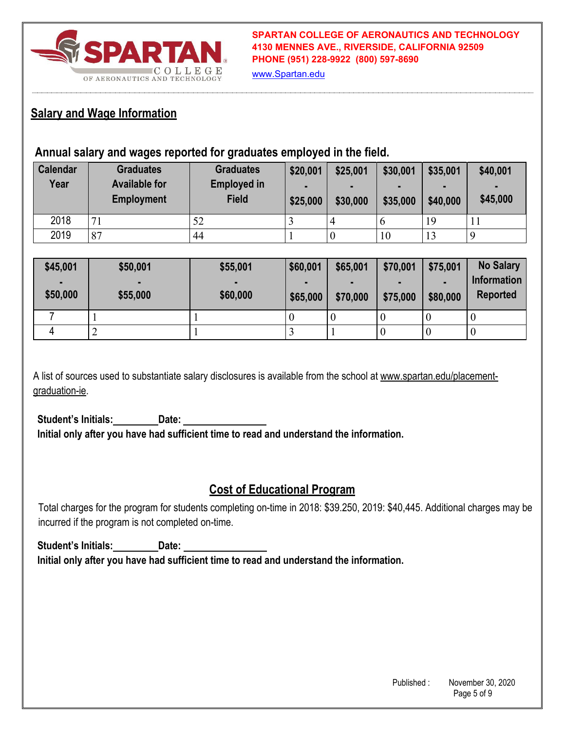## Salary and Wage Information

### Annual salary and wages reported for graduates employed in the field.

| Calendar Year | Graduates Available for Employment | Graduates Employed in Field | $20,001 - $25,000 | $25,001 - $30,000 | $30,001 - $35,000 | $35,001 - $40,000 | $40,001 - $45,000 |
|---|---|---|---|---|---|---|---|
| 2018 | 71 | 52 | 3 | 4 | 6 | 19 | 11 |
| 2019 | 87 | 44 | 1 | 0 | 10 | 13 | 9 |

| $45,001 - $50,000 | $50,001 - $55,000 | $55,001 - $60,000 | $60,001 - $65,000 | $65,001 - $70,000 | $70,001 - $75,000 | $75,001 - $80,000 | No Salary Information Reported |
|---|---|---|---|---|---|---|---|
| 7 | 1 | 1 | 0 | 0 | 0 | 0 | 0 |
| 4 | 2 | 1 | 3 | 1 | 0 | 0 | 0 |

A list of sources used to substantiate salary disclosures is available from the school at www.spartan.edu/placement-graduation-ie.

**Student's Initials:________ Date: ________________**
**Initial only after you have had sufficient time to read and understand the information.**

## Cost of Educational Program

Total charges for the program for students completing on-time in 2018: $39.250, 2019: $40,445. Additional charges may be incurred if the program is not completed on-time.

**Student's Initials:________ Date: ________________**
**Initial only after you have had sufficient time to read and understand the information.**

Published : November 30, 2020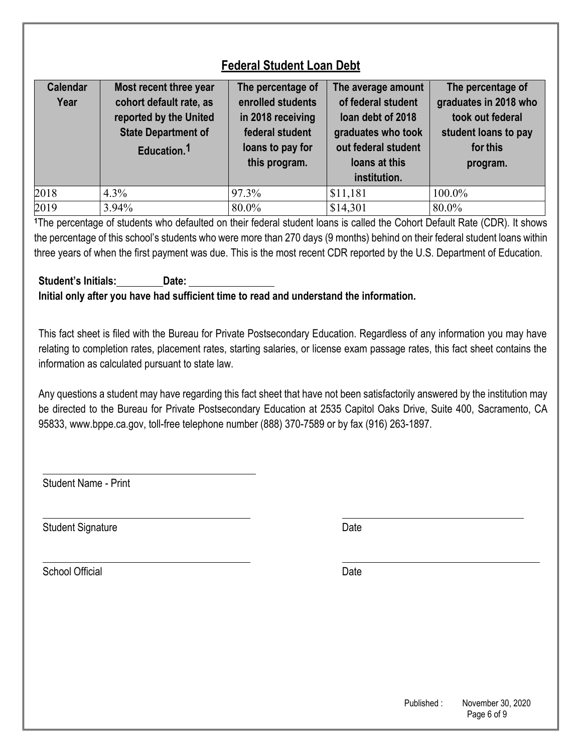## Federal Student Loan Debt

| Calendar Year | Most recent three year cohort default rate, as reported by the United State Department of Education.[1] | The percentage of enrolled students in 2018 receiving federal student loans to pay for this program. | The average amount of federal student loan debt of 2018 graduates who took out federal student loans at this institution. | The percentage of graduates in 2018 who took out federal student loans to pay for this program. |
|---|---|---|---|---|
| 2018 | 4.3% | 97.3% | $11,181 | 100.0% |
| 2019 | 3.94% | 80.0% | $14,301 | 80.0% |

[1]The percentage of students who defaulted on their federal student loans is called the Cohort Default Rate (CDR). It shows the percentage of this school's students who were more than 270 days (9 months) behind on their federal student loans within three years of when the first payment was due. This is the most recent CDR reported by the U.S. Department of Education.

**Student's Initials:\_\_\_\_\_\_\_\_\_ Date: \_\_\_\_\_\_\_\_\_\_\_\_\_\_\_\_**

**Initial only after you have had sufficient time to read and understand the information.**

This fact sheet is filed with the Bureau for Private Postsecondary Education. Regardless of any information you may have relating to completion rates, placement rates, starting salaries, or license exam passage rates, this fact sheet contains the information as calculated pursuant to state law.

Any questions a student may have regarding this fact sheet that have not been satisfactorily answered by the institution may be directed to the Bureau for Private Postsecondary Education at 2535 Capitol Oaks Drive, Suite 400, Sacramento, CA 95833, www.bppe.ca.gov, toll-free telephone number (888) 370-7589 or by fax (916) 263-1897.

\_\_\_\_\_\_\_\_\_\_\_\_\_\_\_\_\_\_\_\_\_\_\_\_\_\_\_\_\_\_\_\_\_\_\_\_

Student Name - Print

\_\_\_\_\_\_\_\_\_\_\_\_\_\_\_\_\_\_\_\_\_\_\_\_\_\_\_\_\_\_\_\_\_\_\_\_ \_\_\_\_\_\_\_\_\_\_\_\_\_\_\_\_\_\_\_\_\_\_\_\_\_\_\_\_\_\_\_\_\_\_\_\_

Student Signature Date

\_\_\_\_\_\_\_\_\_\_\_\_\_\_\_\_\_\_\_\_\_\_\_\_\_\_\_\_\_\_\_\_\_\_\_\_ \_\_\_\_\_\_\_\_\_\_\_\_\_\_\_\_\_\_\_\_\_\_\_\_\_\_\_\_\_\_\_\_\_\_\_\_

School Official Date

Published : November 30, 2020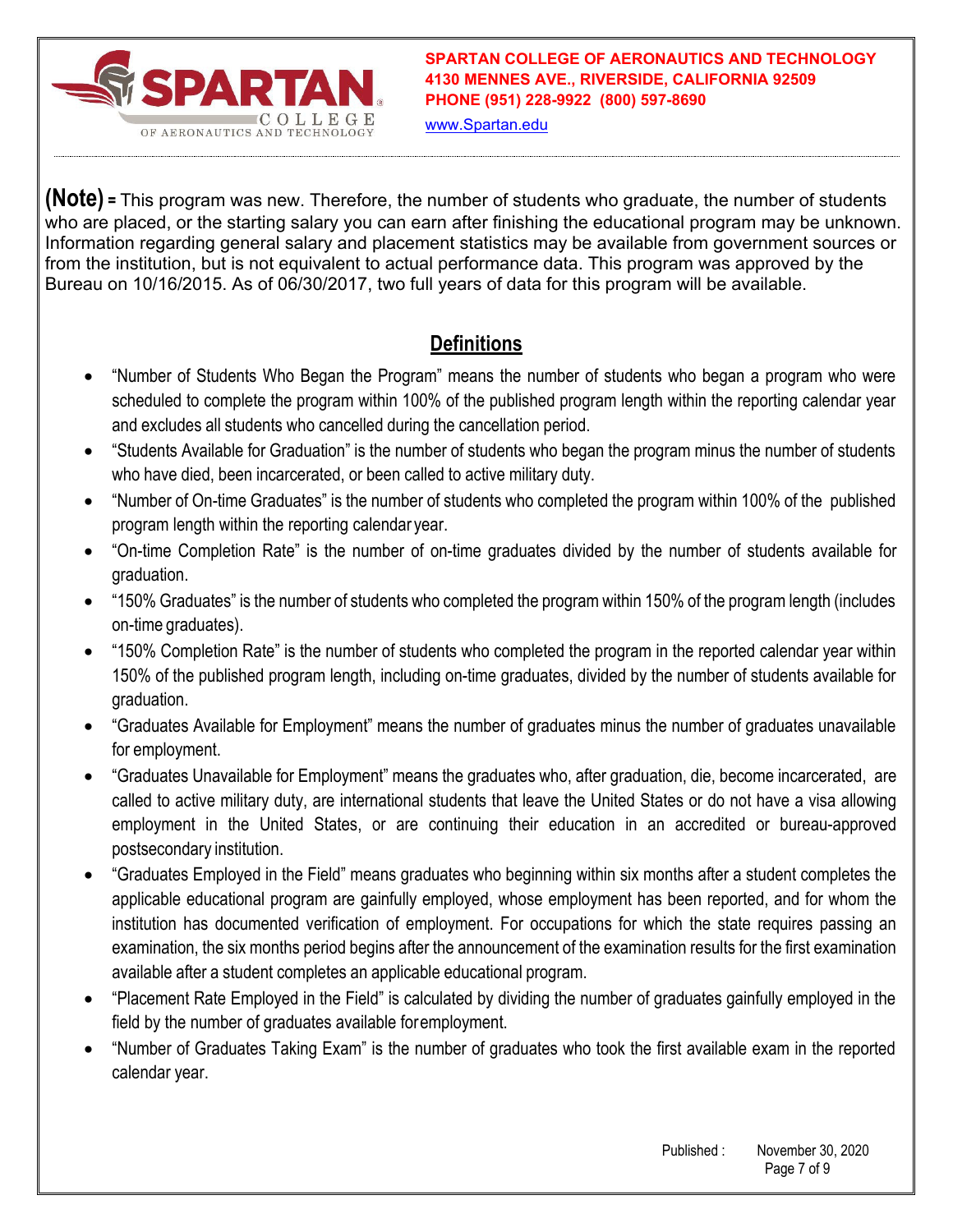**(Note) =** This program was new. Therefore, the number of students who graduate, the number of students who are placed, or the starting salary you can earn after finishing the educational program may be unknown. Information regarding general salary and placement statistics may be available from government sources or from the institution, but is not equivalent to actual performance data. This program was approved by the Bureau on 10/16/2015. As of 06/30/2017, two full years of data for this program will be available.

## Definitions

- "Number of Students Who Began the Program" means the number of students who began a program who were scheduled to complete the program within 100% of the published program length within the reporting calendar year and excludes all students who cancelled during the cancellation period.
- "Students Available for Graduation" is the number of students who began the program minus the number of students who have died, been incarcerated, or been called to active military duty.
- "Number of On-time Graduates" is the number of students who completed the program within 100% of the published program length within the reporting calendar year.
- "On-time Completion Rate" is the number of on-time graduates divided by the number of students available for graduation.
- "150% Graduates" is the number of students who completed the program within 150% of the program length (includes on-time graduates).
- "150% Completion Rate" is the number of students who completed the program in the reported calendar year within 150% of the published program length, including on-time graduates, divided by the number of students available for graduation.
- "Graduates Available for Employment" means the number of graduates minus the number of graduates unavailable for employment.
- "Graduates Unavailable for Employment" means the graduates who, after graduation, die, become incarcerated, are called to active military duty, are international students that leave the United States or do not have a visa allowing employment in the United States, or are continuing their education in an accredited or bureau-approved postsecondary institution.
- "Graduates Employed in the Field" means graduates who beginning within six months after a student completes the applicable educational program are gainfully employed, whose employment has been reported, and for whom the institution has documented verification of employment. For occupations for which the state requires passing an examination, the six months period begins after the announcement of the examination results for the first examination available after a student completes an applicable educational program.
- "Placement Rate Employed in the Field" is calculated by dividing the number of graduates gainfully employed in the field by the number of graduates available for employment.
- "Number of Graduates Taking Exam" is the number of graduates who took the first available exam in the reported calendar year.

Published : November 30, 2020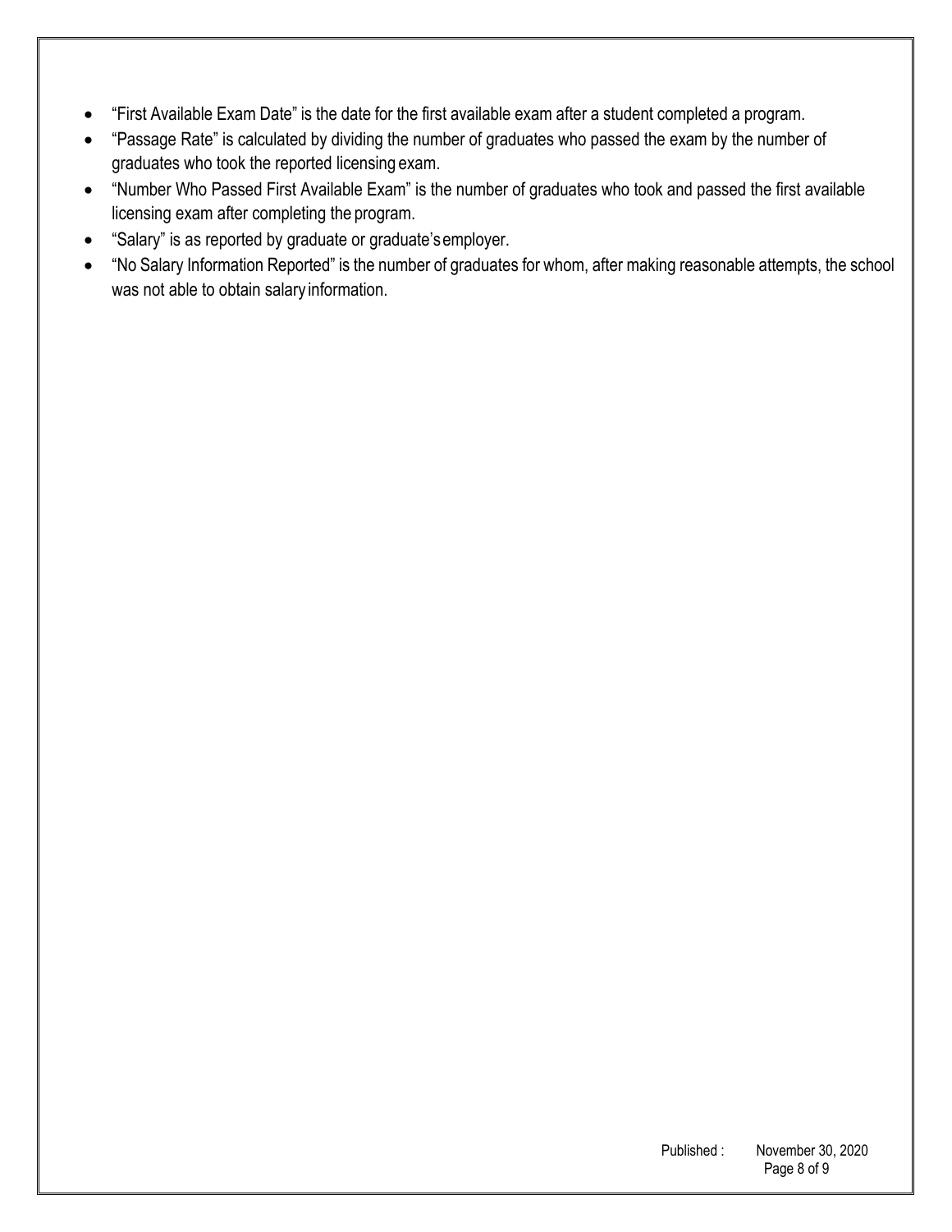- “First Available Exam Date” is the date for the first available exam after a student completed a program.
- “Passage Rate” is calculated by dividing the number of graduates who passed the exam by the number of graduates who took the reported licensing exam.
- “Number Who Passed First Available Exam” is the number of graduates who took and passed the first available licensing exam after completing the program.
- “Salary” is as reported by graduate or graduate’s employer.
- “No Salary Information Reported” is the number of graduates for whom, after making reasonable attempts, the school was not able to obtain salary information.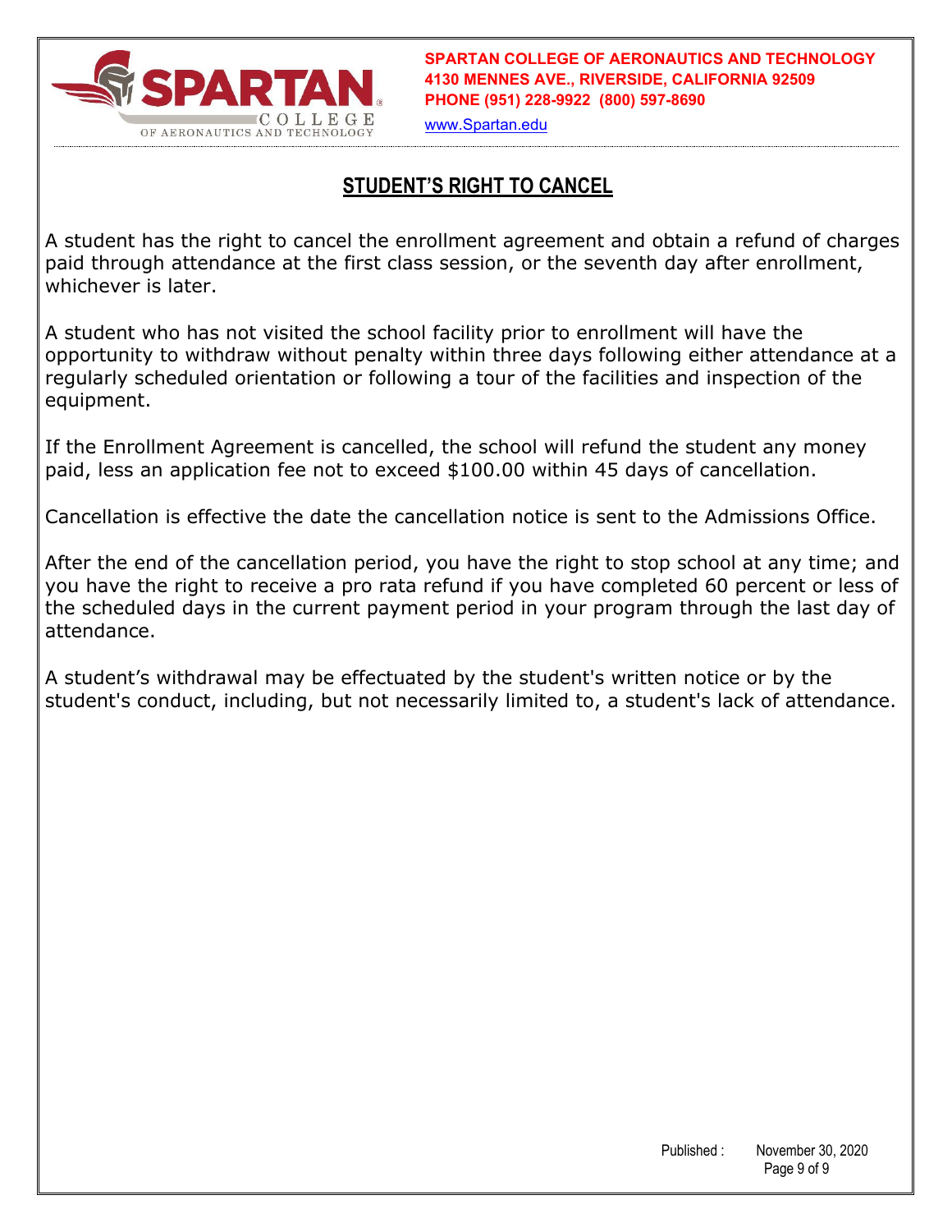## STUDENT'S RIGHT TO CANCEL

A student has the right to cancel the enrollment agreement and obtain a refund of charges paid through attendance at the first class session, or the seventh day after enrollment, whichever is later.

A student who has not visited the school facility prior to enrollment will have the opportunity to withdraw without penalty within three days following either attendance at a regularly scheduled orientation or following a tour of the facilities and inspection of the equipment.

If the Enrollment Agreement is cancelled, the school will refund the student any money paid, less an application fee not to exceed $100.00 within 45 days of cancellation.

Cancellation is effective the date the cancellation notice is sent to the Admissions Office.

After the end of the cancellation period, you have the right to stop school at any time; and you have the right to receive a pro rata refund if you have completed 60 percent or less of the scheduled days in the current payment period in your program through the last day of attendance.

A student's withdrawal may be effectuated by the student's written notice or by the student's conduct, including, but not necessarily limited to, a student's lack of attendance.